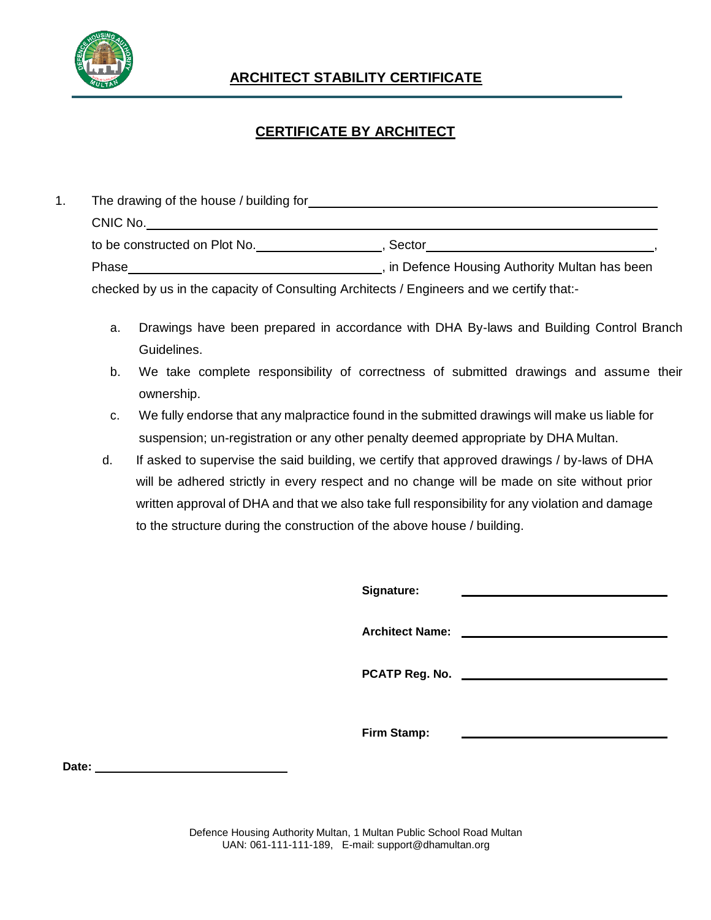# ARCHITECT STABILITY CERTIFICATE

## CERTIFICATE BY ARCHITECT

1. The drawing of the house / building for ____________________________________________
   CNIC No. ____________________________________________________________________
   to be constructed on Plot No. ________________, Sector ______________________________,
   Phase __________________________________, in Defence Housing Authority Multan has been checked by us in the capacity of Consulting Architects / Engineers and we certify that:-

   a. Drawings have been prepared in accordance with DHA By-laws and Building Control Branch Guidelines.
   b. We take complete responsibility of correctness of submitted drawings and assume their ownership.
   c. We fully endorse that any malpractice found in the submitted drawings will make us liable for suspension; un-registration or any other penalty deemed appropriate by DHA Multan.
   d. If asked to supervise the said building, we certify that approved drawings / by-laws of DHA will be adhered strictly in every respect and no change will be made on site without prior written approval of DHA and that we also take full responsibility for any violation and damage to the structure during the construction of the above house / building.

**Signature:** ______________________________

**Architect Name:** ______________________________

**PCATP Reg. No.** ______________________________

**Firm Stamp:** ______________________________

**Date:** ______________________________

Defence Housing Authority Multan, 1 Multan Public School Road Multan
UAN: 061-111-111-189, E-mail: support@dhamultan.org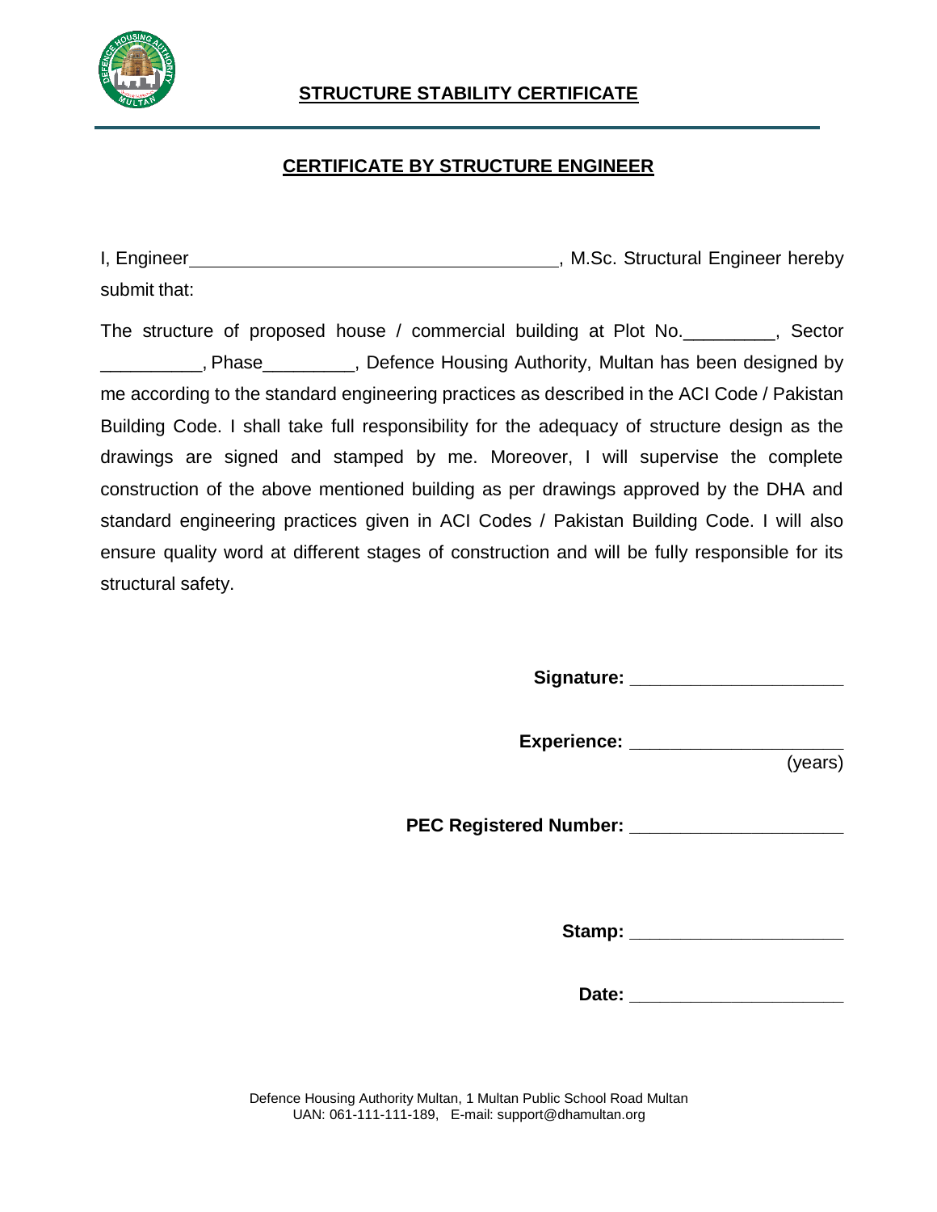## STRUCTURE STABILITY CERTIFICATE

### CERTIFICATE BY STRUCTURE ENGINEER

I, Engineer_____________________________________, M.Sc. Structural Engineer hereby submit that:

The structure of proposed house / commercial building at Plot No._________, Sector __________, Phase_________, Defence Housing Authority, Multan has been designed by me according to the standard engineering practices as described in the ACI Code / Pakistan Building Code. I shall take full responsibility for the adequacy of structure design as the drawings are signed and stamped by me. Moreover, I will supervise the complete construction of the above mentioned building as per drawings approved by the DHA and standard engineering practices given in ACI Codes / Pakistan Building Code. I will also ensure quality word at different stages of construction and will be fully responsible for its structural safety.

**Signature:** _____________________

**Experience:** _____________________ (years)

**PEC Registered Number:** _____________________

**Stamp:** _____________________

**Date:** _____________________

Defence Housing Authority Multan, 1 Multan Public School Road Multan
UAN: 061-111-111-189, E-mail: support@dhamultan.org